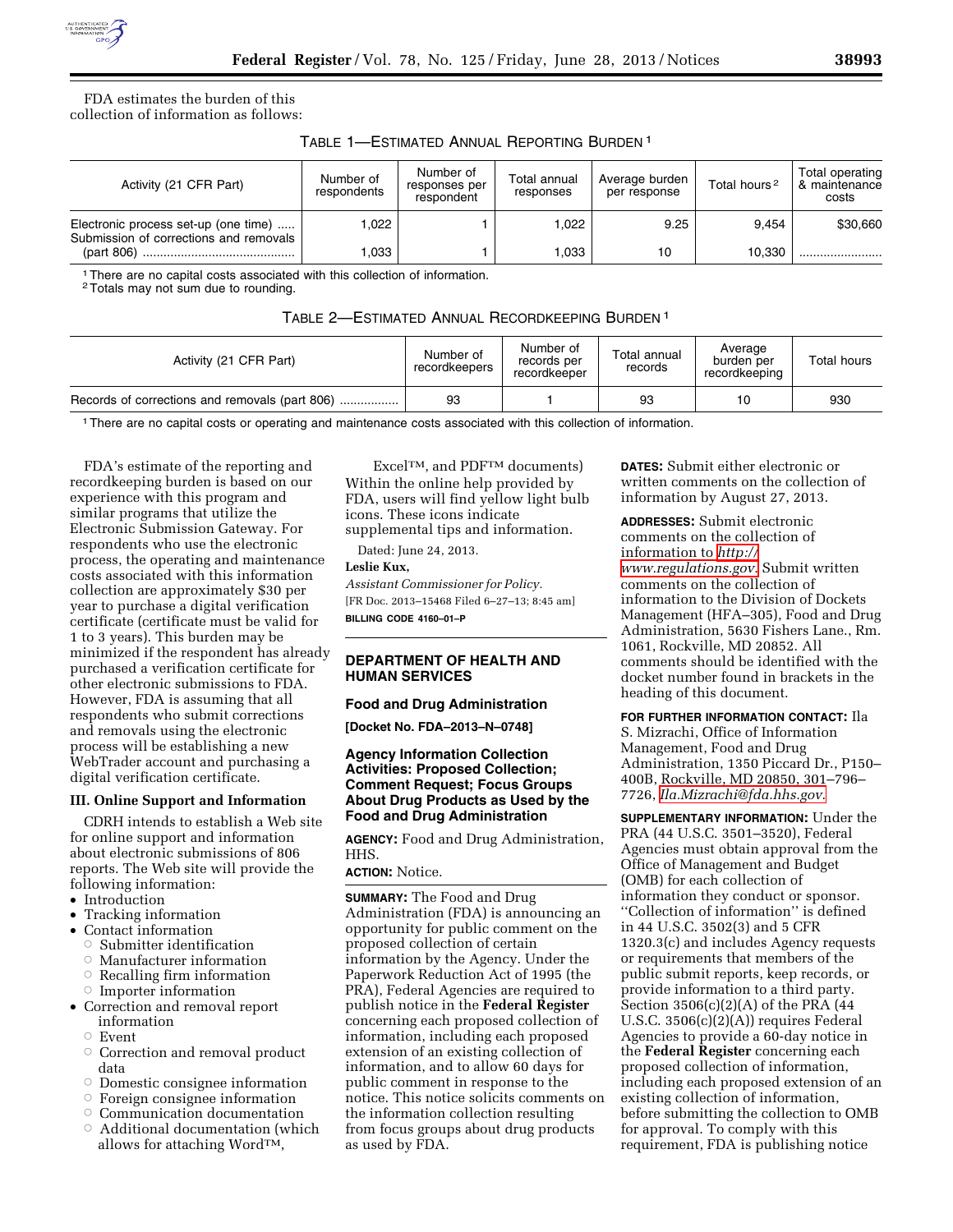FDA estimates the burden of this collection of information as follows:

TABLE 1—ESTIMATED ANNUAL REPORTING BURDEN [1]

| Activity (21 CFR Part) | Number of respondents | Number of responses per respondent | Total annual responses | Average burden per response | Total hours [2] | Total operating & maintenance costs |
|---|---|---|---|---|---|---|
| Electronic process set-up (one time) | 1,022 | 1 | 1,022 | 9.25 | 9,454 | $30,660 |
| Submission of corrections and removals (part 806) | 1,033 | 1 | 1,033 | 10 | 10,330 | |

[1] There are no capital costs associated with this collection of information.
[2] Totals may not sum due to rounding.

TABLE 2—ESTIMATED ANNUAL RECORDKEEPING BURDEN [1]

| Activity (21 CFR Part) | Number of recordkeepers | Number of records per recordkeeper | Total annual records | Average burden per recordkeeping | Total hours |
|---|---|---|---|---|---|
| Records of corrections and removals (part 806) | 93 | 1 | 93 | 10 | 930 |

[1] There are no capital costs or operating and maintenance costs associated with this collection of information.

FDA's estimate of the reporting and recordkeeping burden is based on our experience with this program and similar programs that utilize the Electronic Submission Gateway. For respondents who use the electronic process, the operating and maintenance costs associated with this information collection are approximately $30 per year to purchase a digital verification certificate (certificate must be valid for 1 to 3 years). This burden may be minimized if the respondent has already purchased a verification certificate for other electronic submissions to FDA. However, FDA is assuming that all respondents who submit corrections and removals using the electronic process will be establishing a new WebTrader account and purchasing a digital verification certificate.

### III. Online Support and Information

CDRH intends to establish a Web site for online support and information about electronic submissions of 806 reports. The Web site will provide the following information:

- Introduction
- Tracking information
- Contact information
  - Submitter identification
  - Manufacturer information
  - Recalling firm information
  - Importer information
- Correction and removal report information
  - Event
  - Correction and removal product data
  - Domestic consignee information
  - Foreign consignee information
  - Communication documentation
  - Additional documentation (which allows for attaching Word™, Excel™, and PDF™ documents)

Within the online help provided by FDA, users will find yellow light bulb icons. These icons indicate supplemental tips and information.

Dated: June 24, 2013.

**Leslie Kux,**

*Assistant Commissioner for Policy.*

[FR Doc. 2013–15468 Filed 6–27–13; 8:45 am]

**BILLING CODE 4160–01–P**

## DEPARTMENT OF HEALTH AND HUMAN SERVICES

### Food and Drug Administration

**[Docket No. FDA–2013–N–0748]**

### Agency Information Collection Activities: Proposed Collection; Comment Request; Focus Groups About Drug Products as Used by the Food and Drug Administration

**AGENCY:** Food and Drug Administration, HHS.

**ACTION:** Notice.

**SUMMARY:** The Food and Drug Administration (FDA) is announcing an opportunity for public comment on the proposed collection of certain information by the Agency. Under the Paperwork Reduction Act of 1995 (the PRA), Federal Agencies are required to publish notice in the **Federal Register** concerning each proposed collection of information, including each proposed extension of an existing collection of information, and to allow 60 days for public comment in response to the notice. This notice solicits comments on the information collection resulting from focus groups about drug products as used by FDA.

**DATES:** Submit either electronic or written comments on the collection of information by August 27, 2013.

**ADDRESSES:** Submit electronic comments on the collection of information to http://www.regulations.gov. Submit written comments on the collection of information to the Division of Dockets Management (HFA–305), Food and Drug Administration, 5630 Fishers Lane., Rm. 1061, Rockville, MD 20852. All comments should be identified with the docket number found in brackets in the heading of this document.

**FOR FURTHER INFORMATION CONTACT:** Ila S. Mizrachi, Office of Information Management, Food and Drug Administration, 1350 Piccard Dr., P150–400B, Rockville, MD 20850, 301–796–7726, Ila.Mizrachi@fda.hhs.gov.

**SUPPLEMENTARY INFORMATION:** Under the PRA (44 U.S.C. 3501–3520), Federal Agencies must obtain approval from the Office of Management and Budget (OMB) for each collection of information they conduct or sponsor. ''Collection of information'' is defined in 44 U.S.C. 3502(3) and 5 CFR 1320.3(c) and includes Agency requests or requirements that members of the public submit reports, keep records, or provide information to a third party. Section 3506(c)(2)(A) of the PRA (44 U.S.C. 3506(c)(2)(A)) requires Federal Agencies to provide a 60-day notice in the **Federal Register** concerning each proposed collection of information, including each proposed extension of an existing collection of information, before submitting the collection to OMB for approval. To comply with this requirement, FDA is publishing notice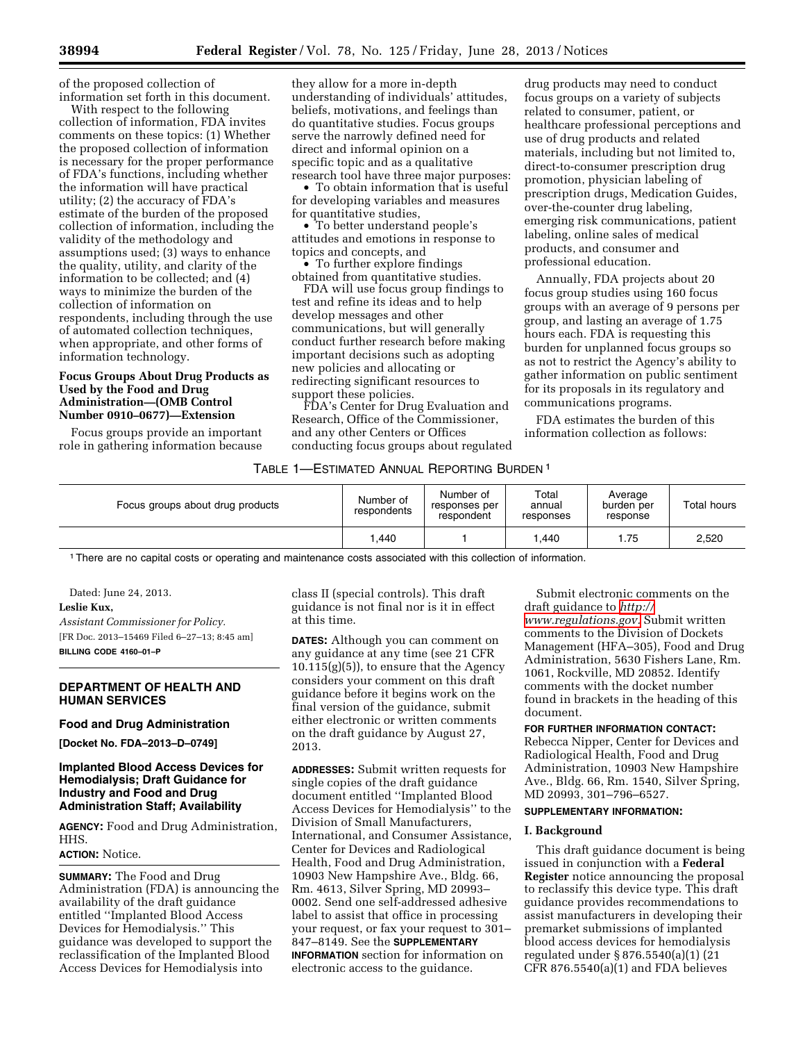of the proposed collection of information set forth in this document.

With respect to the following collection of information, FDA invites comments on these topics: (1) Whether the proposed collection of information is necessary for the proper performance of FDA's functions, including whether the information will have practical utility; (2) the accuracy of FDA's estimate of the burden of the proposed collection of information, including the validity of the methodology and assumptions used; (3) ways to enhance the quality, utility, and clarity of the information to be collected; and (4) ways to minimize the burden of the collection of information on respondents, including through the use of automated collection techniques, when appropriate, and other forms of information technology.

### Focus Groups About Drug Products as Used by the Food and Drug Administration—(OMB Control Number 0910–0677)—Extension

Focus groups provide an important role in gathering information because they allow for a more in-depth understanding of individuals' attitudes, beliefs, motivations, and feelings than do quantitative studies. Focus groups serve the narrowly defined need for direct and informal opinion on a specific topic and as a qualitative research tool have three major purposes:

- To obtain information that is useful for developing variables and measures for quantitative studies,
- To better understand people's attitudes and emotions in response to topics and concepts, and
- To further explore findings obtained from quantitative studies.

FDA will use focus group findings to test and refine its ideas and to help develop messages and other communications, but will generally conduct further research before making important decisions such as adopting new policies and allocating or redirecting significant resources to support these policies.

FDA's Center for Drug Evaluation and Research, Office of the Commissioner, and any other Centers or Offices conducting focus groups about regulated drug products may need to conduct focus groups on a variety of subjects related to consumer, patient, or healthcare professional perceptions and use of drug products and related materials, including but not limited to, direct-to-consumer prescription drug promotion, physician labeling of prescription drugs, Medication Guides, over-the-counter drug labeling, emerging risk communications, patient labeling, online sales of medical products, and consumer and professional education.

Annually, FDA projects about 20 focus group studies using 160 focus groups with an average of 9 persons per group, and lasting an average of 1.75 hours each. FDA is requesting this burden for unplanned focus groups so as not to restrict the Agency's ability to gather information on public sentiment for its proposals in its regulatory and communications programs.

FDA estimates the burden of this information collection as follows:

TABLE 1—ESTIMATED ANNUAL REPORTING BURDEN [1]

| Focus groups about drug products | Number of respondents | Number of responses per respondent | Total annual responses | Average burden per response | Total hours |
|---|---|---|---|---|---|
| | 1,440 | 1 | 1,440 | 1.75 | 2,520 |

[1] There are no capital costs or operating and maintenance costs associated with this collection of information.

Dated: June 24, 2013.

**Leslie Kux,**

*Assistant Commissioner for Policy.*

[FR Doc. 2013–15469 Filed 6–27–13; 8:45 am]

**BILLING CODE 4160–01–P**

## DEPARTMENT OF HEALTH AND HUMAN SERVICES

### Food and Drug Administration

**[Docket No. FDA–2013–D–0749]**

### Implanted Blood Access Devices for Hemodialysis; Draft Guidance for Industry and Food and Drug Administration Staff; Availability

**AGENCY:** Food and Drug Administration, HHS.

**ACTION:** Notice.

**SUMMARY:** The Food and Drug Administration (FDA) is announcing the availability of the draft guidance entitled ''Implanted Blood Access Devices for Hemodialysis.'' This guidance was developed to support the reclassification of the Implanted Blood Access Devices for Hemodialysis into class II (special controls). This draft guidance is not final nor is it in effect at this time.

**DATES:** Although you can comment on any guidance at any time (see 21 CFR 10.115(g)(5)), to ensure that the Agency considers your comment on this draft guidance before it begins work on the final version of the guidance, submit either electronic or written comments on the draft guidance by August 27, 2013.

**ADDRESSES:** Submit written requests for single copies of the draft guidance document entitled ''Implanted Blood Access Devices for Hemodialysis'' to the Division of Small Manufacturers, International, and Consumer Assistance, Center for Devices and Radiological Health, Food and Drug Administration, 10903 New Hampshire Ave., Bldg. 66, Rm. 4613, Silver Spring, MD 20993–0002. Send one self-addressed adhesive label to assist that office in processing your request, or fax your request to 301–847–8149. See the **SUPPLEMENTARY INFORMATION** section for information on electronic access to the guidance.

Submit electronic comments on the draft guidance to *http://www.regulations.gov*. Submit written comments to the Division of Dockets Management (HFA–305), Food and Drug Administration, 5630 Fishers Lane, Rm. 1061, Rockville, MD 20852. Identify comments with the docket number found in brackets in the heading of this document.

**FOR FURTHER INFORMATION CONTACT:** Rebecca Nipper, Center for Devices and Radiological Health, Food and Drug Administration, 10903 New Hampshire Ave., Bldg. 66, Rm. 1540, Silver Spring, MD 20993, 301–796–6527.

**SUPPLEMENTARY INFORMATION:**

### I. Background

This draft guidance document is being issued in conjunction with a **Federal Register** notice announcing the proposal to reclassify this device type. This draft guidance provides recommendations to assist manufacturers in developing their premarket submissions of implanted blood access devices for hemodialysis regulated under § 876.5540(a)(1) (21 CFR 876.5540(a)(1) and FDA believes